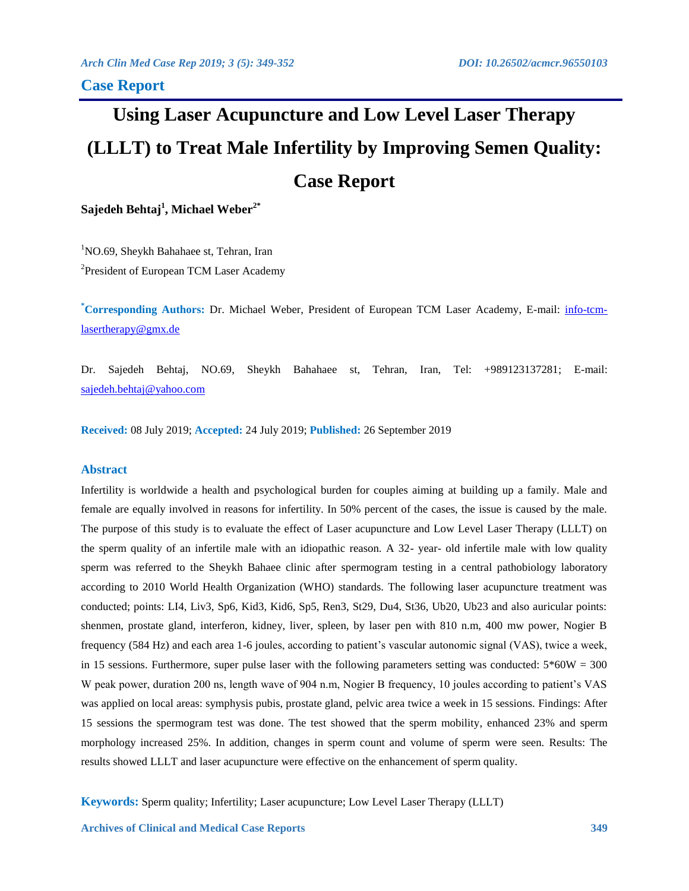## Case Report

# Using Laser Acupuncture and Low Level Laser Therapy (LLLT) to Treat Male Infertility by Improving Semen Quality: Case Report

**Sajedeh Behtaj[1], Michael Weber[2*]**

[1]NO.69, Sheykh Bahahaee st, Tehran, Iran

[2]President of European TCM Laser Academy

**[*]Corresponding Authors:** Dr. Michael Weber, President of European TCM Laser Academy, E-mail: info-tcm-lasertherapy@gmx.de

Dr. Sajedeh Behtaj, NO.69, Sheykh Bahahaee st, Tehran, Iran, Tel: +989123137281; E-mail: sajedeh.behtaj@yahoo.com

**Received:** 08 July 2019; **Accepted:** 24 July 2019; **Published:** 26 September 2019

### Abstract

Infertility is worldwide a health and psychological burden for couples aiming at building up a family. Male and female are equally involved in reasons for infertility. In 50% percent of the cases, the issue is caused by the male. The purpose of this study is to evaluate the effect of Laser acupuncture and Low Level Laser Therapy (LLLT) on the sperm quality of an infertile male with an idiopathic reason. A 32- year- old infertile male with low quality sperm was referred to the Sheykh Bahaee clinic after spermogram testing in a central pathobiology laboratory according to 2010 World Health Organization (WHO) standards. The following laser acupuncture treatment was conducted; points: LI4, Liv3, Sp6, Kid3, Kid6, Sp5, Ren3, St29, Du4, St36, Ub20, Ub23 and also auricular points: shenmen, prostate gland, interferon, kidney, liver, spleen, by laser pen with 810 n.m, 400 mw power, Nogier B frequency (584 Hz) and each area 1-6 joules, according to patient's vascular autonomic signal (VAS), twice a week, in 15 sessions. Furthermore, super pulse laser with the following parameters setting was conducted: 5*60W = 300 W peak power, duration 200 ns, length wave of 904 n.m, Nogier B frequency, 10 joules according to patient's VAS was applied on local areas: symphysis pubis, prostate gland, pelvic area twice a week in 15 sessions. Findings: After 15 sessions the spermogram test was done. The test showed that the sperm mobility, enhanced 23% and sperm morphology increased 25%. In addition, changes in sperm count and volume of sperm were seen. Results: The results showed LLLT and laser acupuncture were effective on the enhancement of sperm quality.

**Keywords:** Sperm quality; Infertility; Laser acupuncture; Low Level Laser Therapy (LLLT)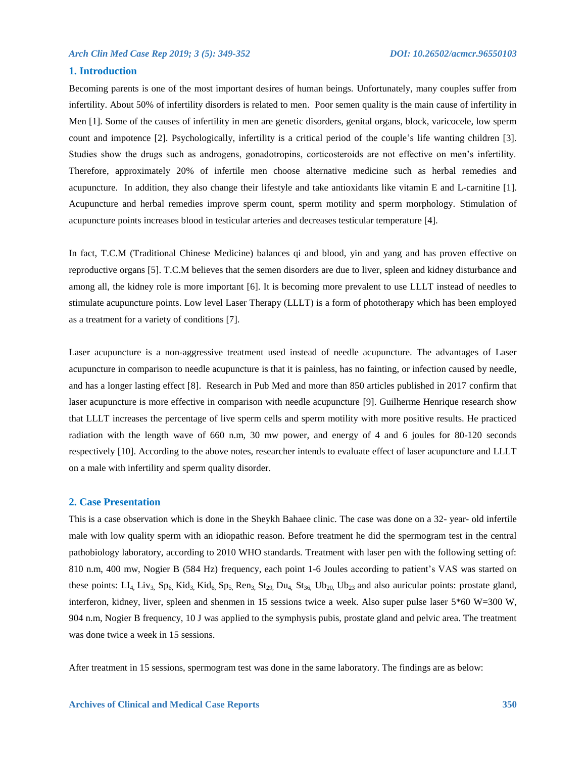## 1. Introduction

Becoming parents is one of the most important desires of human beings. Unfortunately, many couples suffer from infertility. About 50% of infertility disorders is related to men. Poor semen quality is the main cause of infertility in Men [1]. Some of the causes of infertility in men are genetic disorders, genital organs, block, varicocele, low sperm count and impotence [2]. Psychologically, infertility is a critical period of the couple's life wanting children [3]. Studies show the drugs such as androgens, gonadotropins, corticosteroids are not effective on men's infertility. Therefore, approximately 20% of infertile men choose alternative medicine such as herbal remedies and acupuncture. In addition, they also change their lifestyle and take antioxidants like vitamin E and L-carnitine [1]. Acupuncture and herbal remedies improve sperm count, sperm motility and sperm morphology. Stimulation of acupuncture points increases blood in testicular arteries and decreases testicular temperature [4].

In fact, T.C.M (Traditional Chinese Medicine) balances qi and blood, yin and yang and has proven effective on reproductive organs [5]. T.C.M believes that the semen disorders are due to liver, spleen and kidney disturbance and among all, the kidney role is more important [6]. It is becoming more prevalent to use LLLT instead of needles to stimulate acupuncture points. Low level Laser Therapy (LLLT) is a form of phototherapy which has been employed as a treatment for a variety of conditions [7].

Laser acupuncture is a non-aggressive treatment used instead of needle acupuncture. The advantages of Laser acupuncture in comparison to needle acupuncture is that it is painless, has no fainting, or infection caused by needle, and has a longer lasting effect [8]. Research in Pub Med and more than 850 articles published in 2017 confirm that laser acupuncture is more effective in comparison with needle acupuncture [9]. Guilherme Henrique research show that LLLT increases the percentage of live sperm cells and sperm motility with more positive results. He practiced radiation with the length wave of 660 n.m, 30 mw power, and energy of 4 and 6 joules for 80-120 seconds respectively [10]. According to the above notes, researcher intends to evaluate effect of laser acupuncture and LLLT on a male with infertility and sperm quality disorder.

## 2. Case Presentation

This is a case observation which is done in the Sheykh Bahaee clinic. The case was done on a 32- year- old infertile male with low quality sperm with an idiopathic reason. Before treatment he did the spermogram test in the central pathobiology laboratory, according to 2010 WHO standards. Treatment with laser pen with the following setting of: 810 n.m, 400 mw, Nogier B (584 Hz) frequency, each point 1-6 Joules according to patient's VAS was started on these points: $LI_4$, $Liv_3$, $Sp_6$, $Kid_3$, $Kid_6$, $Sp_5$, $Ren_3$, $St_{29}$, $Du_4$, $St_{36}$, $Ub_{20}$, $Ub_{23}$ and also auricular points: prostate gland, interferon, kidney, liver, spleen and shenmen in 15 sessions twice a week. Also super pulse laser 5*60 W=300 W, 904 n.m, Nogier B frequency, 10 J was applied to the symphysis pubis, prostate gland and pelvic area. The treatment was done twice a week in 15 sessions.

After treatment in 15 sessions, spermogram test was done in the same laboratory. The findings are as below: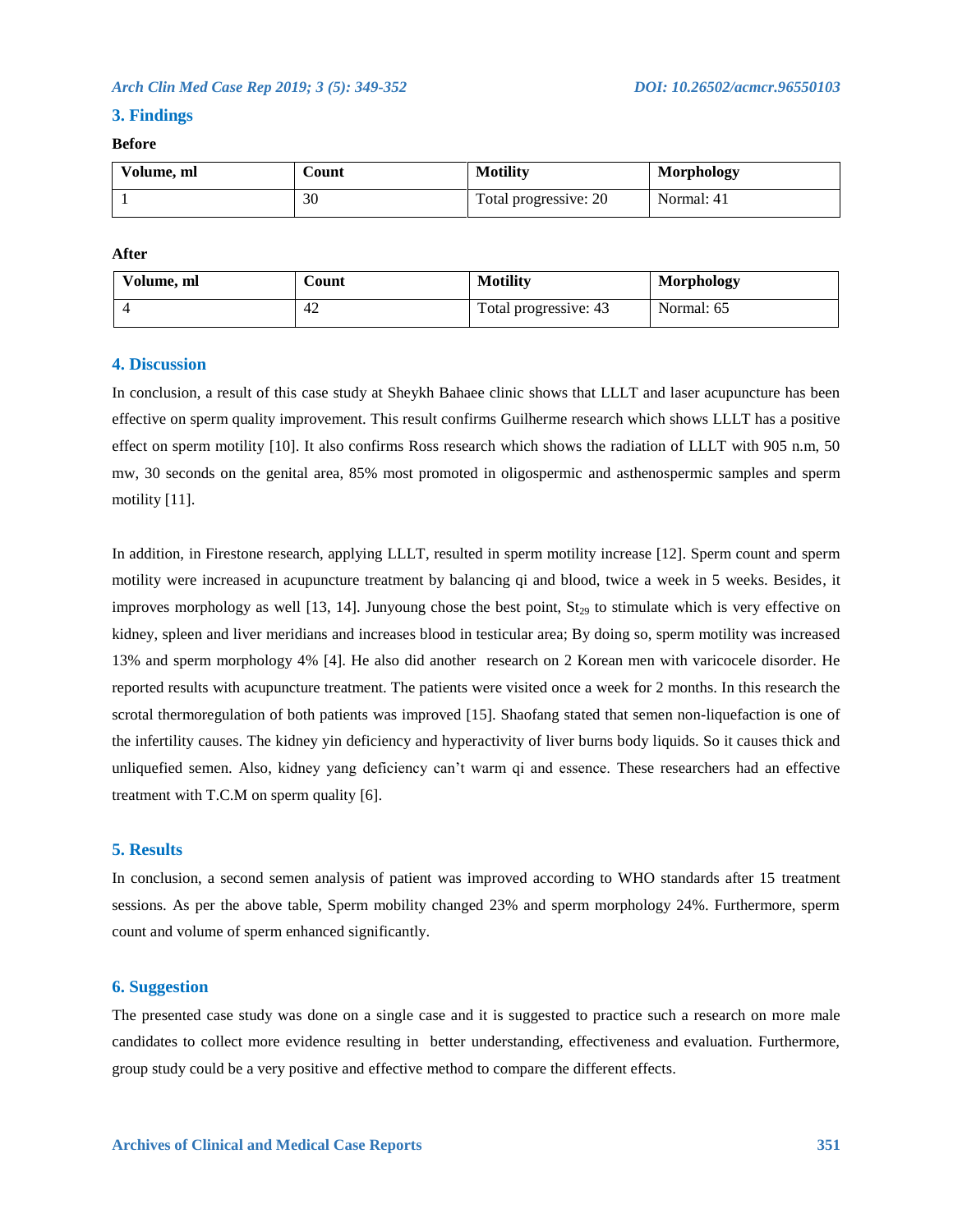## 3. Findings

**Before**

| Volume, ml | Count | Motility | Morphology |
| --- | --- | --- | --- |
| 1 | 30 | Total progressive: 20 | Normal: 41 |

**After**

| Volume, ml | Count | Motility | Morphology |
| --- | --- | --- | --- |
| 4 | 42 | Total progressive: 43 | Normal: 65 |

## 4. Discussion

In conclusion, a result of this case study at Sheykh Bahaee clinic shows that LLLT and laser acupuncture has been effective on sperm quality improvement. This result confirms Guilherme research which shows LLLT has a positive effect on sperm motility [10]. It also confirms Ross research which shows the radiation of LLLT with 905 n.m, 50 mw, 30 seconds on the genital area, 85% most promoted in oligospermic and asthenospermic samples and sperm motility [11].

In addition, in Firestone research, applying LLLT, resulted in sperm motility increase [12]. Sperm count and sperm motility were increased in acupuncture treatment by balancing qi and blood, twice a week in 5 weeks. Besides, it improves morphology as well [13, 14]. Junyoung chose the best point, $St_{29}$ to stimulate which is very effective on kidney, spleen and liver meridians and increases blood in testicular area; By doing so, sperm motility was increased 13% and sperm morphology 4% [4]. He also did another research on 2 Korean men with varicocele disorder. He reported results with acupuncture treatment. The patients were visited once a week for 2 months. In this research the scrotal thermoregulation of both patients was improved [15]. Shaofang stated that semen non-liquefaction is one of the infertility causes. The kidney yin deficiency and hyperactivity of liver burns body liquids. So it causes thick and unliquefied semen. Also, kidney yang deficiency can't warm qi and essence. These researchers had an effective treatment with T.C.M on sperm quality [6].

## 5. Results

In conclusion, a second semen analysis of patient was improved according to WHO standards after 15 treatment sessions. As per the above table, Sperm mobility changed 23% and sperm morphology 24%. Furthermore, sperm count and volume of sperm enhanced significantly.

## 6. Suggestion

The presented case study was done on a single case and it is suggested to practice such a research on more male candidates to collect more evidence resulting in better understanding, effectiveness and evaluation. Furthermore, group study could be a very positive and effective method to compare the different effects.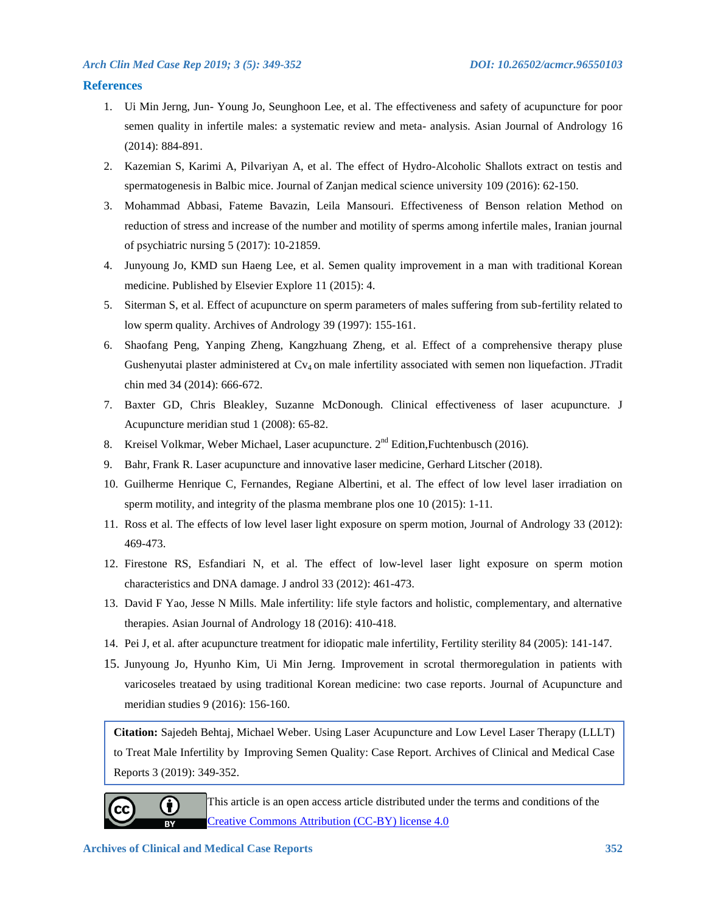## References

1. Ui Min Jerng, Jun- Young Jo, Seunghoon Lee, et al. The effectiveness and safety of acupuncture for poor semen quality in infertile males: a systematic review and meta- analysis. Asian Journal of Andrology 16 (2014): 884-891.
2. Kazemian S, Karimi A, Pilvariyan A, et al. The effect of Hydro-Alcoholic Shallots extract on testis and spermatogenesis in Balbic mice. Journal of Zanjan medical science university 109 (2016): 62-150.
3. Mohammad Abbasi, Fateme Bavazin, Leila Mansouri. Effectiveness of Benson relation Method on reduction of stress and increase of the number and motility of sperms among infertile males, Iranian journal of psychiatric nursing 5 (2017): 10-21859.
4. Junyoung Jo, KMD sun Haeng Lee, et al. Semen quality improvement in a man with traditional Korean medicine. Published by Elsevier Explore 11 (2015): 4.
5. Siterman S, et al. Effect of acupuncture on sperm parameters of males suffering from sub-fertility related to low sperm quality. Archives of Andrology 39 (1997): 155-161.
6. Shaofang Peng, Yanping Zheng, Kangzhuang Zheng, et al. Effect of a comprehensive therapy pluse Gushenyutai plaster administered at $Cv_4$ on male infertility associated with semen non liquefaction. JTradit chin med 34 (2014): 666-672.
7. Baxter GD, Chris Bleakley, Suzanne McDonough. Clinical effectiveness of laser acupuncture. J Acupuncture meridian stud 1 (2008): 65-82.
8. Kreisel Volkmar, Weber Michael, Laser acupuncture. 2nd Edition,Fuchtenbusch (2016).
9. Bahr, Frank R. Laser acupuncture and innovative laser medicine, Gerhard Litscher (2018).
10. Guilherme Henrique C, Fernandes, Regiane Albertini, et al. The effect of low level laser irradiation on sperm motility, and integrity of the plasma membrane plos one 10 (2015): 1-11.
11. Ross et al. The effects of low level laser light exposure on sperm motion, Journal of Andrology 33 (2012): 469-473.
12. Firestone RS, Esfandiari N, et al. The effect of low-level laser light exposure on sperm motion characteristics and DNA damage. J androl 33 (2012): 461-473.
13. David F Yao, Jesse N Mills. Male infertility: life style factors and holistic, complementary, and alternative therapies. Asian Journal of Andrology 18 (2016): 410-418.
14. Pei J, et al. after acupuncture treatment for idiopatic male infertility, Fertility sterility 84 (2005): 141-147.
15. Junyoung Jo, Hyunho Kim, Ui Min Jerng. Improvement in scrotal thermoregulation in patients with varicoseles treataed by using traditional Korean medicine: two case reports. Journal of Acupuncture and meridian studies 9 (2016): 156-160.

**Citation:** Sajedeh Behtaj, Michael Weber. Using Laser Acupuncture and Low Level Laser Therapy (LLLT) to Treat Male Infertility by Improving Semen Quality: Case Report. Archives of Clinical and Medical Case Reports 3 (2019): 349-352.

This article is an open access article distributed under the terms and conditions of the Creative Commons Attribution (CC-BY) license 4.0